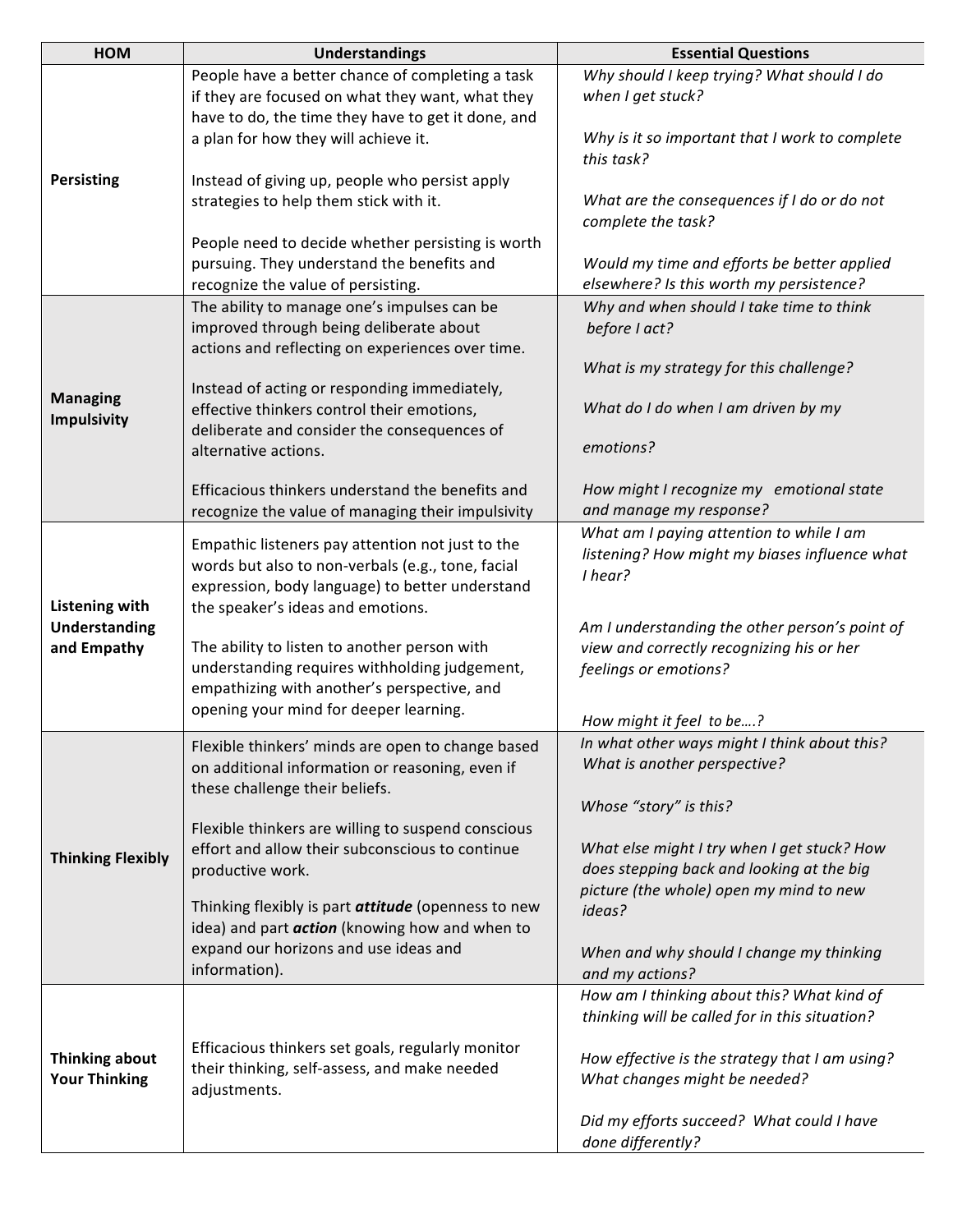| HOM | Understandings | Essential Questions |
| --- | --- | --- |
| **Persisting** | People have a better chance of completing a task if they are focused on what they want, what they have to do, the time they have to get it done, and a plan for how they will achieve it.<br><br>Instead of giving up, people who persist apply strategies to help them stick with it.<br><br>People need to decide whether persisting is worth pursuing. They understand the benefits and recognize the value of persisting. | *Why should I keep trying? What should I do when I get stuck?*<br><br>*Why is it so important that I work to complete this task?*<br><br>*What are the consequences if I do or do not complete the task?*<br><br>*Would my time and efforts be better applied elsewhere? Is this worth my persistence?* |
| **Managing Impulsivity** | The ability to manage one's impulses can be improved through being deliberate about actions and reflecting on experiences over time.<br><br>Instead of acting or responding immediately, effective thinkers control their emotions, deliberate and consider the consequences of alternative actions.<br><br>Efficacious thinkers understand the benefits and recognize the value of managing their impulsivity | *Why and when should I take time to think before I act?*<br><br>*What is my strategy for this challenge?*<br><br>*What do I do when I am driven by my emotions?*<br><br>*How might I recognize my emotional state and manage my response?* |
| **Listening with Understanding and Empathy** | Empathic listeners pay attention not just to the words but also to non-verbals (e.g., tone, facial expression, body language) to better understand the speaker's ideas and emotions.<br><br>The ability to listen to another person with understanding requires withholding judgement, empathizing with another's perspective, and opening your mind for deeper learning. | *What am I paying attention to while I am listening? How might my biases influence what I hear?*<br><br>*Am I understanding the other person's point of view and correctly recognizing his or her feelings or emotions?*<br><br>*How might it feel to be….?* |
| **Thinking Flexibly** | Flexible thinkers' minds are open to change based on additional information or reasoning, even if these challenge their beliefs.<br><br>Flexible thinkers are willing to suspend conscious effort and allow their subconscious to continue productive work.<br><br>Thinking flexibly is part ***attitude*** (openness to new idea) and part ***action*** (knowing how and when to expand our horizons and use ideas and information). | *In what other ways might I think about this? What is another perspective?*<br><br>*Whose "story" is this?*<br><br>*What else might I try when I get stuck? How does stepping back and looking at the big picture (the whole) open my mind to new ideas?*<br><br>*When and why should I change my thinking and my actions?* |
| **Thinking about Your Thinking** | Efficacious thinkers set goals, regularly monitor their thinking, self-assess, and make needed adjustments. | *How am I thinking about this? What kind of thinking will be called for in this situation?*<br><br>*How effective is the strategy that I am using? What changes might be needed?*<br><br>*Did my efforts succeed? What could I have done differently?* |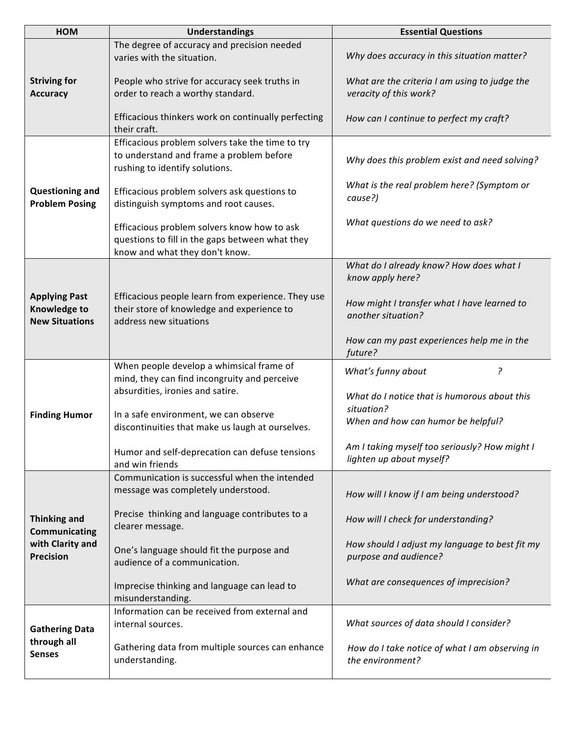| HOM | Understandings | Essential Questions |
| --- | --- | --- |
| **Striving for Accuracy** | The degree of accuracy and precision needed varies with the situation.<br><br>People who strive for accuracy seek truths in order to reach a worthy standard.<br><br>Efficacious thinkers work on continually perfecting their craft. | *Why does accuracy in this situation matter?*<br><br>*What are the criteria I am using to judge the veracity of this work?*<br><br>*How can I continue to perfect my craft?* |
| **Questioning and Problem Posing** | Efficacious problem solvers take the time to try to understand and frame a problem before rushing to identify solutions.<br><br>Efficacious problem solvers ask questions to distinguish symptoms and root causes.<br><br>Efficacious problem solvers know how to ask questions to fill in the gaps between what they know and what they don't know. | *Why does this problem exist and need solving?*<br><br>*What is the real problem here? (Symptom or cause?)*<br><br>*What questions do we need to ask?* |
| **Applying Past Knowledge to New Situations** | Efficacious people learn from experience. They use their store of knowledge and experience to address new situations | *What do I already know? How does what I know apply here?*<br><br>*How might I transfer what I have learned to another situation?*<br><br>*How can my past experiences help me in the future?* |
| **Finding Humor** | When people develop a whimsical frame of mind, they can find incongruity and perceive absurdities, ironies and satire.<br><br>In a safe environment, we can observe discontinuities that make us laugh at ourselves.<br><br>Humor and self-deprecation can defuse tensions and win friends | *What's funny about ?*<br><br>*What do I notice that is humorous about this situation?*<br>*When and how can humor be helpful?*<br><br>*Am I taking myself too seriously? How might I lighten up about myself?* |
| **Thinking and Communicating with Clarity and Precision** | Communication is successful when the intended message was completely understood.<br><br>Precise thinking and language contributes to a clearer message.<br><br>One's language should fit the purpose and audience of a communication.<br><br>Imprecise thinking and language can lead to misunderstanding. | *How will I know if I am being understood?*<br><br>*How will I check for understanding?*<br><br>*How should I adjust my language to best fit my purpose and audience?*<br><br>*What are consequences of imprecision?* |
| **Gathering Data through all Senses** | Information can be received from external and internal sources.<br><br>Gathering data from multiple sources can enhance understanding. | *What sources of data should I consider?*<br><br>*How do I take notice of what I am observing in the environment?* |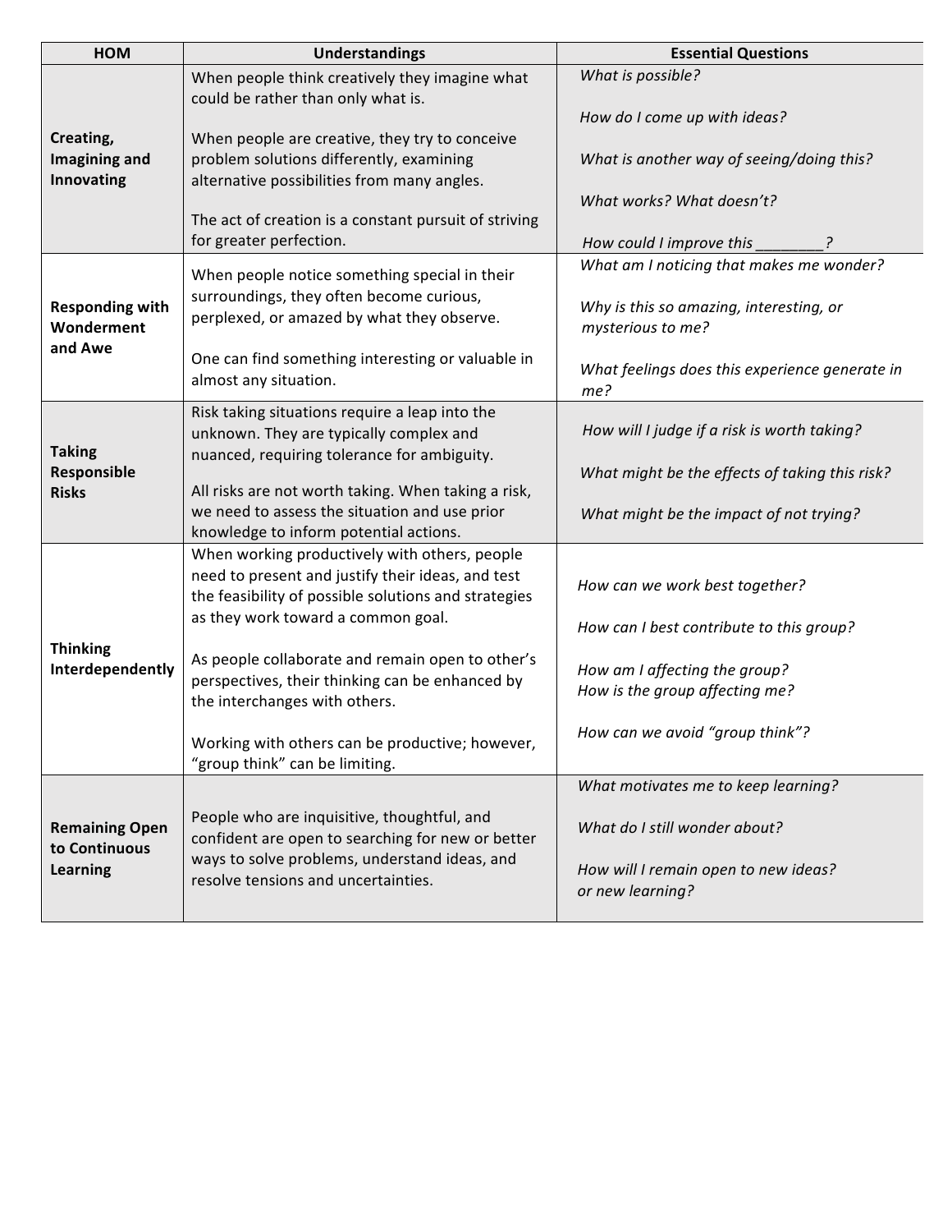| HOM | Understandings | Essential Questions |
|---|---|---|
| **Creating, Imagining and Innovating** | When people think creatively they imagine what could be rather than only what is.<br><br>When people are creative, they try to conceive problem solutions differently, examining alternative possibilities from many angles.<br><br>The act of creation is a constant pursuit of striving for greater perfection. | *What is possible?*<br><br>*How do I come up with ideas?*<br><br>*What is another way of seeing/doing this?*<br><br>*What works? What doesn't?*<br><br>*How could I improve this ________?* |
| **Responding with Wonderment and Awe** | When people notice something special in their surroundings, they often become curious, perplexed, or amazed by what they observe.<br><br>One can find something interesting or valuable in almost any situation. | *What am I noticing that makes me wonder?*<br><br>*Why is this so amazing, interesting, or mysterious to me?*<br><br>*What feelings does this experience generate in me?* |
| **Taking Responsible Risks** | Risk taking situations require a leap into the unknown. They are typically complex and nuanced, requiring tolerance for ambiguity.<br><br>All risks are not worth taking. When taking a risk, we need to assess the situation and use prior knowledge to inform potential actions. | *How will I judge if a risk is worth taking?*<br><br>*What might be the effects of taking this risk?*<br><br>*What might be the impact of not trying?* |
| **Thinking Interdependently** | When working productively with others, people need to present and justify their ideas, and test the feasibility of possible solutions and strategies as they work toward a common goal.<br><br>As people collaborate and remain open to other's perspectives, their thinking can be enhanced by the interchanges with others.<br><br>Working with others can be productive; however, "group think" can be limiting. | *How can we work best together?*<br><br>*How can I best contribute to this group?*<br><br>*How am I affecting the group?*<br>*How is the group affecting me?*<br><br>*How can we avoid "group think"?* |
| **Remaining Open to Continuous Learning** | People who are inquisitive, thoughtful, and confident are open to searching for new or better ways to solve problems, understand ideas, and resolve tensions and uncertainties. | *What motivates me to keep learning?*<br><br>*What do I still wonder about?*<br><br>*How will I remain open to new ideas?*<br>*or new learning?* |